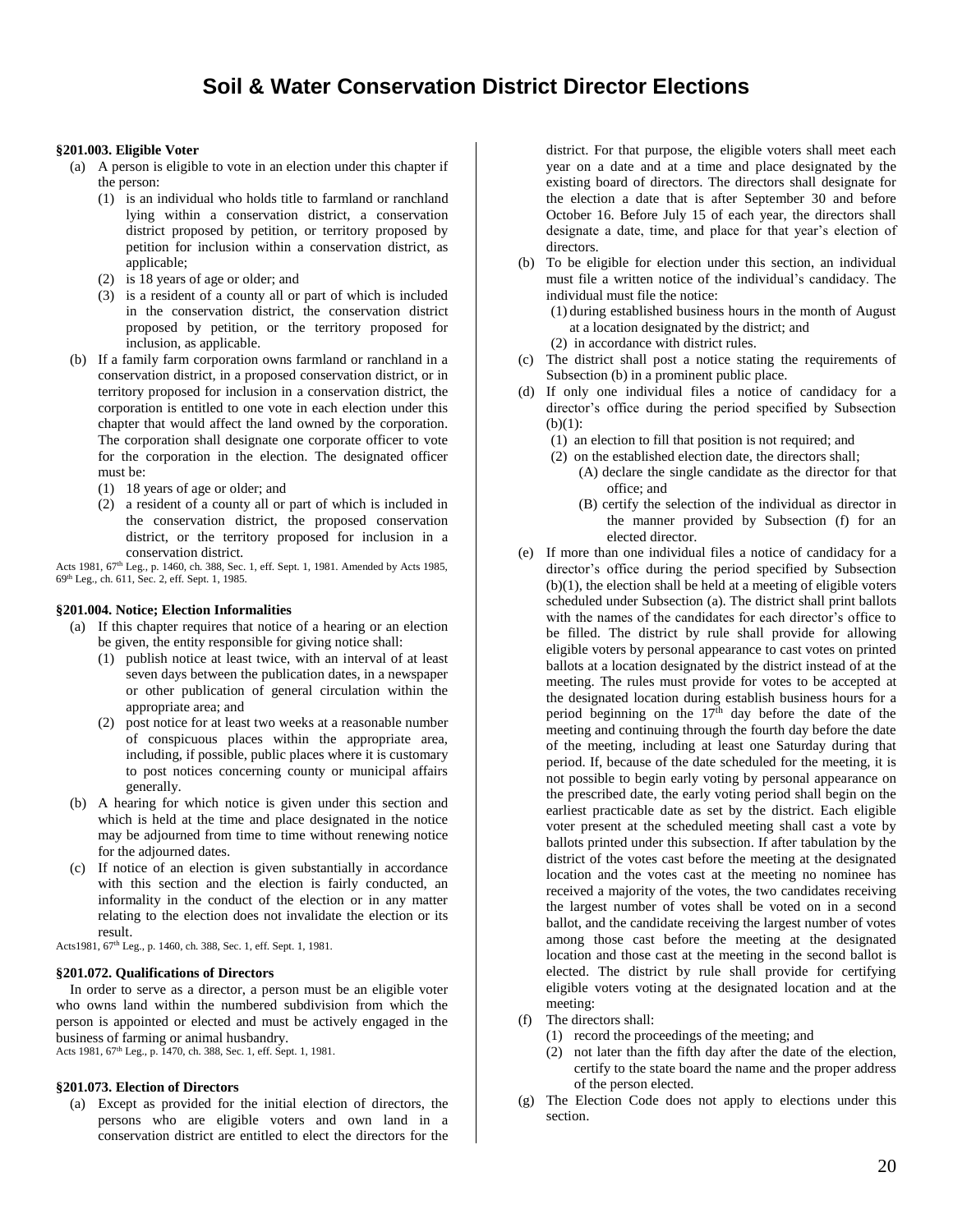# Soil & Water Conservation District Director Elections

**§201.003. Eligible Voter**

(a) A person is eligible to vote in an election under this chapter if the person:

  (1) is an individual who holds title to farmland or ranchland lying within a conservation district, a conservation district proposed by petition, or territory proposed by petition for inclusion within a conservation district, as applicable;

  (2) is 18 years of age or older; and

  (3) is a resident of a county all or part of which is included in the conservation district, the conservation district proposed by petition, or the territory proposed for inclusion, as applicable.

(b) If a family farm corporation owns farmland or ranchland in a conservation district, in a proposed conservation district, or in territory proposed for inclusion in a conservation district, the corporation is entitled to one vote in each election under this chapter that would affect the land owned by the corporation. The corporation shall designate one corporate officer to vote for the corporation in the election. The designated officer must be:

  (1) 18 years of age or older; and

  (2) a resident of a county all or part of which is included in the conservation district, the proposed conservation district, or the territory proposed for inclusion in a conservation district.

Acts 1981, 67th Leg., p. 1460, ch. 388, Sec. 1, eff. Sept. 1, 1981. Amended by Acts 1985, 69th Leg., ch. 611, Sec. 2, eff. Sept. 1, 1985.

**§201.004. Notice; Election Informalities**

(a) If this chapter requires that notice of a hearing or an election be given, the entity responsible for giving notice shall:

  (1) publish notice at least twice, with an interval of at least seven days between the publication dates, in a newspaper or other publication of general circulation within the appropriate area; and

  (2) post notice for at least two weeks at a reasonable number of conspicuous places within the appropriate area, including, if possible, public places where it is customary to post notices concerning county or municipal affairs generally.

(b) A hearing for which notice is given under this section and which is held at the time and place designated in the notice may be adjourned from time to time without renewing notice for the adjourned dates.

(c) If notice of an election is given substantially in accordance with this section and the election is fairly conducted, an informality in the conduct of the election or in any matter relating to the election does not invalidate the election or its result.

Acts1981, 67th Leg., p. 1460, ch. 388, Sec. 1, eff. Sept. 1, 1981.

**§201.072. Qualifications of Directors**

In order to serve as a director, a person must be an eligible voter who owns land within the numbered subdivision from which the person is appointed or elected and must be actively engaged in the business of farming or animal husbandry.

Acts 1981, 67th Leg., p. 1470, ch. 388, Sec. 1, eff. Sept. 1, 1981.

**§201.073. Election of Directors**

(a) Except as provided for the initial election of directors, the persons who are eligible voters and own land in a conservation district are entitled to elect the directors for the district. For that purpose, the eligible voters shall meet each year on a date and at a time and place designated by the existing board of directors. The directors shall designate for the election a date that is after September 30 and before October 16. Before July 15 of each year, the directors shall designate a date, time, and place for that year's election of directors.

(b) To be eligible for election under this section, an individual must file a written notice of the individual's candidacy. The individual must file the notice:

  (1) during established business hours in the month of August at a location designated by the district; and

  (2) in accordance with district rules.

(c) The district shall post a notice stating the requirements of Subsection (b) in a prominent public place.

(d) If only one individual files a notice of candidacy for a director's office during the period specified by Subsection (b)(1):

  (1) an election to fill that position is not required; and

  (2) on the established election date, the directors shall;

    (A) declare the single candidate as the director for that office; and

    (B) certify the selection of the individual as director in the manner provided by Subsection (f) for an elected director.

(e) If more than one individual files a notice of candidacy for a director's office during the period specified by Subsection (b)(1), the election shall be held at a meeting of eligible voters scheduled under Subsection (a). The district shall print ballots with the names of the candidates for each director's office to be filled. The district by rule shall provide for allowing eligible voters by personal appearance to cast votes on printed ballots at a location designated by the district instead of at the meeting. The rules must provide for votes to be accepted at the designated location during establish business hours for a period beginning on the 17th day before the date of the meeting and continuing through the fourth day before the date of the meeting, including at least one Saturday during that period. If, because of the date scheduled for the meeting, it is not possible to begin early voting by personal appearance on the prescribed date, the early voting period shall begin on the earliest practicable date as set by the district. Each eligible voter present at the scheduled meeting shall cast a vote by ballots printed under this subsection. If after tabulation by the district of the votes cast before the meeting at the designated location and the votes cast at the meeting no nominee has received a majority of the votes, the two candidates receiving the largest number of votes shall be voted on in a second ballot, and the candidate receiving the largest number of votes among those cast before the meeting at the designated location and those cast at the meeting in the second ballot is elected. The district by rule shall provide for certifying eligible voters voting at the designated location and at the meeting:

(f) The directors shall:

  (1) record the proceedings of the meeting; and

  (2) not later than the fifth day after the date of the election, certify to the state board the name and the proper address of the person elected.

(g) The Election Code does not apply to elections under this section.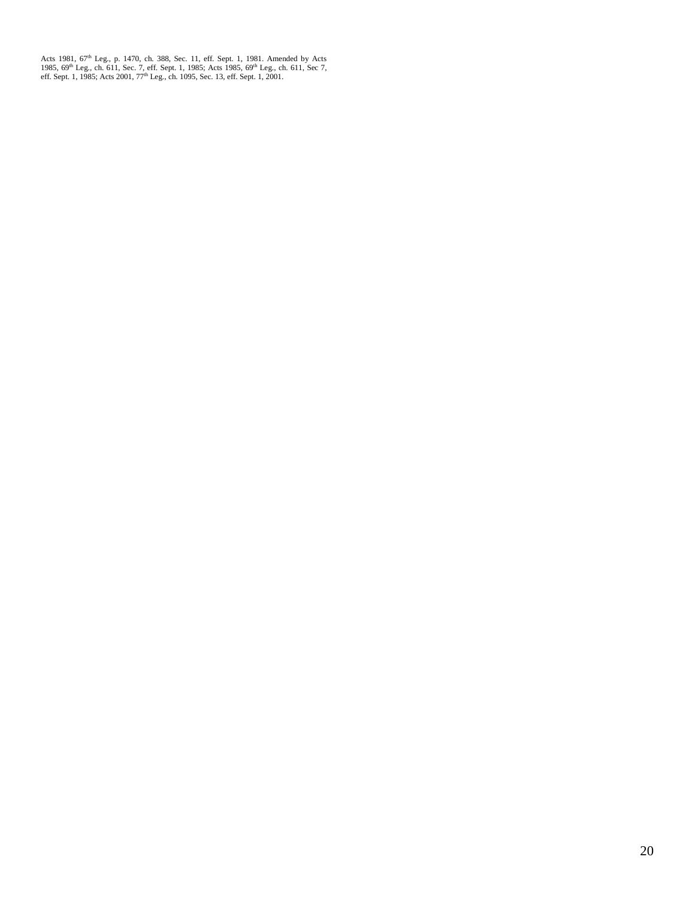Acts 1981, 67th Leg., p. 1470, ch. 388, Sec. 11, eff. Sept. 1, 1981. Amended by Acts 1985, 69th Leg., ch. 611, Sec. 7, eff. Sept. 1, 1985; Acts 1985, 69th Leg., ch. 611, Sec 7, eff. Sept. 1, 1985; Acts 2001, 77th Leg., ch. 1095, Sec. 13, eff. Sept. 1, 2001.